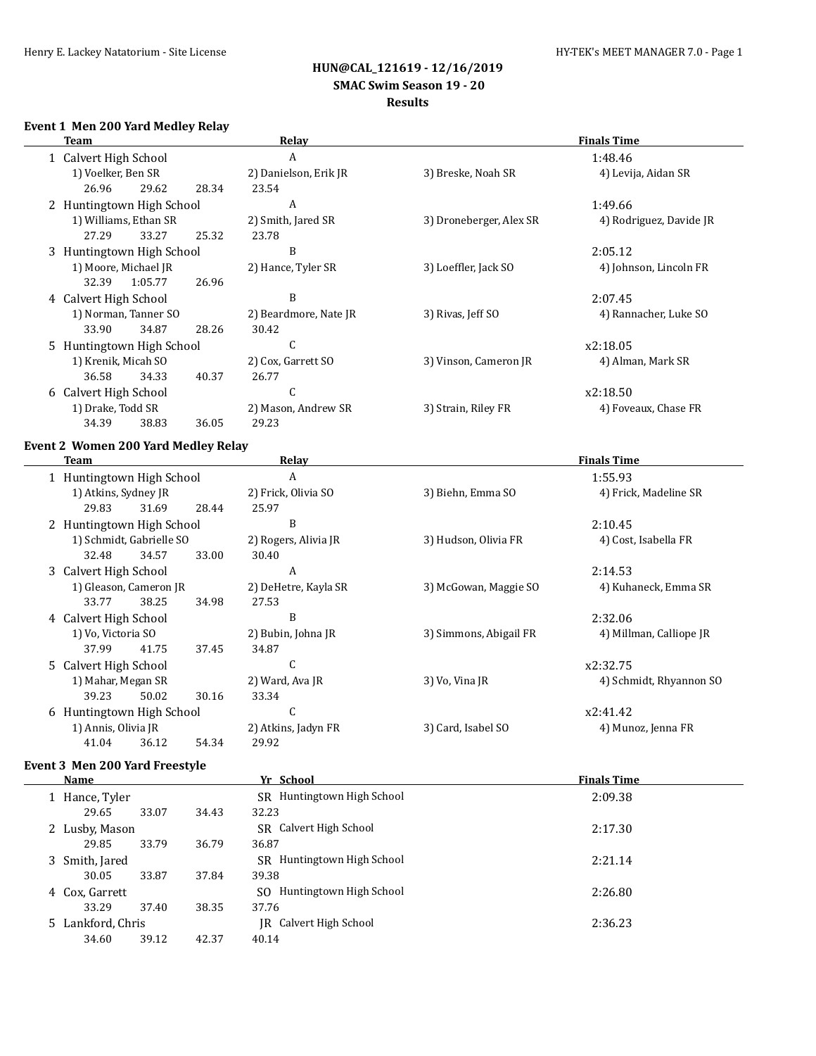**HUN@CAL_121619 - 12/16/2019**
**SMAC Swim Season 19 - 20**
**Results**

### Event 1 Men 200 Yard Medley Relay

| | Team | Relay | | Finals Time |
|---|---|---|---|---|
| 1 | Calvert High School | A | | 1:48.46 |
| | 1) Voelker, Ben SR | 2) Danielson, Erik JR | 3) Breske, Noah SR | 4) Levija, Aidan SR |
| | 26.96 29.62 28.34 | 23.54 | | |
| 2 | Huntingtown High School | A | | 1:49.66 |
| | 1) Williams, Ethan SR | 2) Smith, Jared SR | 3) Droneberger, Alex SR | 4) Rodriguez, Davide JR |
| | 27.29 33.27 25.32 | 23.78 | | |
| 3 | Huntingtown High School | B | | 2:05.12 |
| | 1) Moore, Michael JR | 2) Hance, Tyler SR | 3) Loeffler, Jack SO | 4) Johnson, Lincoln FR |
| | 32.39 1:05.77 26.96 | | | |
| 4 | Calvert High School | B | | 2:07.45 |
| | 1) Norman, Tanner SO | 2) Beardmore, Nate JR | 3) Rivas, Jeff SO | 4) Rannacher, Luke SO |
| | 33.90 34.87 28.26 | 30.42 | | |
| 5 | Huntingtown High School | C | | x2:18.05 |
| | 1) Krenik, Micah SO | 2) Cox, Garrett SO | 3) Vinson, Cameron JR | 4) Alman, Mark SR |
| | 36.58 34.33 40.37 | 26.77 | | |
| 6 | Calvert High School | C | | x2:18.50 |
| | 1) Drake, Todd SR | 2) Mason, Andrew SR | 3) Strain, Riley FR | 4) Foveaux, Chase FR |
| | 34.39 38.83 36.05 | 29.23 | | |

### Event 2 Women 200 Yard Medley Relay

| | Team | Relay | | Finals Time |
|---|---|---|---|---|
| 1 | Huntingtown High School | A | | 1:55.93 |
| | 1) Atkins, Sydney JR | 2) Frick, Olivia SO | 3) Biehn, Emma SO | 4) Frick, Madeline SR |
| | 29.83 31.69 28.44 | 25.97 | | |
| 2 | Huntingtown High School | B | | 2:10.45 |
| | 1) Schmidt, Gabrielle SO | 2) Rogers, Alivia JR | 3) Hudson, Olivia FR | 4) Cost, Isabella FR |
| | 32.48 34.57 33.00 | 30.40 | | |
| 3 | Calvert High School | A | | 2:14.53 |
| | 1) Gleason, Cameron JR | 2) DeHetre, Kayla SR | 3) McGowan, Maggie SO | 4) Kuhaneck, Emma SR |
| | 33.77 38.25 34.98 | 27.53 | | |
| 4 | Calvert High School | B | | 2:32.06 |
| | 1) Vo, Victoria SO | 2) Bubin, Johna JR | 3) Simmons, Abigail FR | 4) Millman, Calliope JR |
| | 37.99 41.75 37.45 | 34.87 | | |
| 5 | Calvert High School | C | | x2:32.75 |
| | 1) Mahar, Megan SR | 2) Ward, Ava JR | 3) Vo, Vina JR | 4) Schmidt, Rhyannon SO |
| | 39.23 50.02 30.16 | 33.34 | | |
| 6 | Huntingtown High School | C | | x2:41.42 |
| | 1) Annis, Olivia JR | 2) Atkins, Jadyn FR | 3) Card, Isabel SO | 4) Munoz, Jenna FR |
| | 41.04 36.12 54.34 | 29.92 | | |

### Event 3 Men 200 Yard Freestyle

| | Name | Yr | School | Finals Time |
|---|---|---|---|---|
| 1 | Hance, Tyler | SR | Huntingtown High School | 2:09.38 |
| | 29.65 33.07 34.43 32.23 | | | |
| 2 | Lusby, Mason | SR | Calvert High School | 2:17.30 |
| | 29.85 33.79 36.79 36.87 | | | |
| 3 | Smith, Jared | SR | Huntingtown High School | 2:21.14 |
| | 30.05 33.87 37.84 39.38 | | | |
| 4 | Cox, Garrett | SO | Huntingtown High School | 2:26.80 |
| | 33.29 37.40 38.35 37.76 | | | |
| 5 | Lankford, Chris | JR | Calvert High School | 2:36.23 |
| | 34.60 39.12 42.37 40.14 | | | |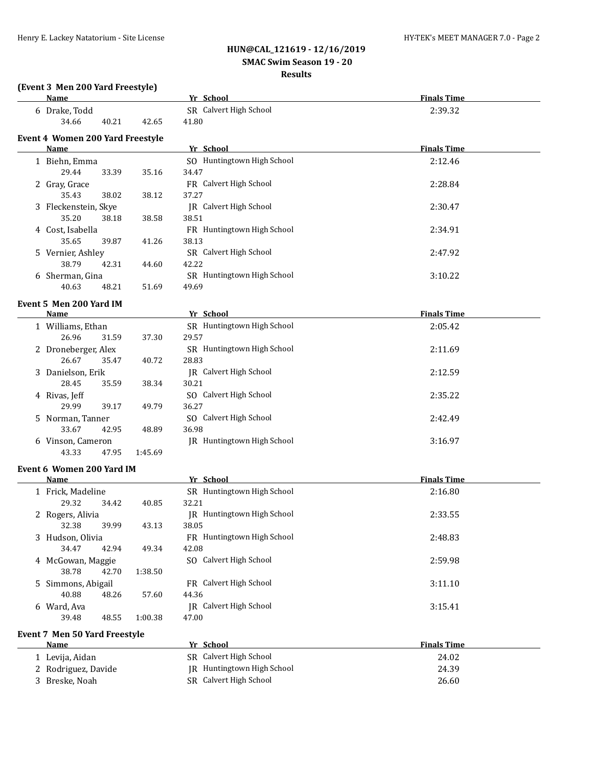## HUN@CAL_121619 - 12/16/2019
## SMAC Swim Season 19 - 20
## Results

### (Event 3 Men 200 Yard Freestyle)

| Name | Yr | School | Finals Time |
|---|---|---|---|
| 6 Drake, Todd | SR | Calvert High School | 2:39.32 |
| 34.66 40.21 42.65 41.80 | | | |

### Event 4 Women 200 Yard Freestyle

| Name | Yr | School | Finals Time |
|---|---|---|---|
| 1 Biehn, Emma | SO | Huntingtown High School | 2:12.46 |
| 29.44 33.39 35.16 34.47 | | | |
| 2 Gray, Grace | FR | Calvert High School | 2:28.84 |
| 35.43 38.02 38.12 37.27 | | | |
| 3 Fleckenstein, Skye | JR | Calvert High School | 2:30.47 |
| 35.20 38.18 38.58 38.51 | | | |
| 4 Cost, Isabella | FR | Huntingtown High School | 2:34.91 |
| 35.65 39.87 41.26 38.13 | | | |
| 5 Vernier, Ashley | SR | Calvert High School | 2:47.92 |
| 38.79 42.31 44.60 42.22 | | | |
| 6 Sherman, Gina | SR | Huntingtown High School | 3:10.22 |
| 40.63 48.21 51.69 49.69 | | | |

### Event 5 Men 200 Yard IM

| Name | Yr | School | Finals Time |
|---|---|---|---|
| 1 Williams, Ethan | SR | Huntingtown High School | 2:05.42 |
| 26.96 31.59 37.30 29.57 | | | |
| 2 Droneberger, Alex | SR | Huntingtown High School | 2:11.69 |
| 26.67 35.47 40.72 28.83 | | | |
| 3 Danielson, Erik | JR | Calvert High School | 2:12.59 |
| 28.45 35.59 38.34 30.21 | | | |
| 4 Rivas, Jeff | SO | Calvert High School | 2:35.22 |
| 29.99 39.17 49.79 36.27 | | | |
| 5 Norman, Tanner | SO | Calvert High School | 2:42.49 |
| 33.67 42.95 48.89 36.98 | | | |
| 6 Vinson, Cameron | JR | Huntingtown High School | 3:16.97 |
| 43.33 47.95 1:45.69 | | | |

### Event 6 Women 200 Yard IM

| Name | Yr | School | Finals Time |
|---|---|---|---|
| 1 Frick, Madeline | SR | Huntingtown High School | 2:16.80 |
| 29.32 34.42 40.85 32.21 | | | |
| 2 Rogers, Alivia | JR | Huntingtown High School | 2:33.55 |
| 32.38 39.99 43.13 38.05 | | | |
| 3 Hudson, Olivia | FR | Huntingtown High School | 2:48.83 |
| 34.47 42.94 49.34 42.08 | | | |
| 4 McGowan, Maggie | SO | Calvert High School | 2:59.98 |
| 38.78 42.70 1:38.50 | | | |
| 5 Simmons, Abigail | FR | Calvert High School | 3:11.10 |
| 40.88 48.26 57.60 44.36 | | | |
| 6 Ward, Ava | JR | Calvert High School | 3:15.41 |
| 39.48 48.55 1:00.38 47.00 | | | |

### Event 7 Men 50 Yard Freestyle

| Name | Yr | School | Finals Time |
|---|---|---|---|
| 1 Levija, Aidan | SR | Calvert High School | 24.02 |
| 2 Rodriguez, Davide | JR | Huntingtown High School | 24.39 |
| 3 Breske, Noah | SR | Calvert High School | 26.60 |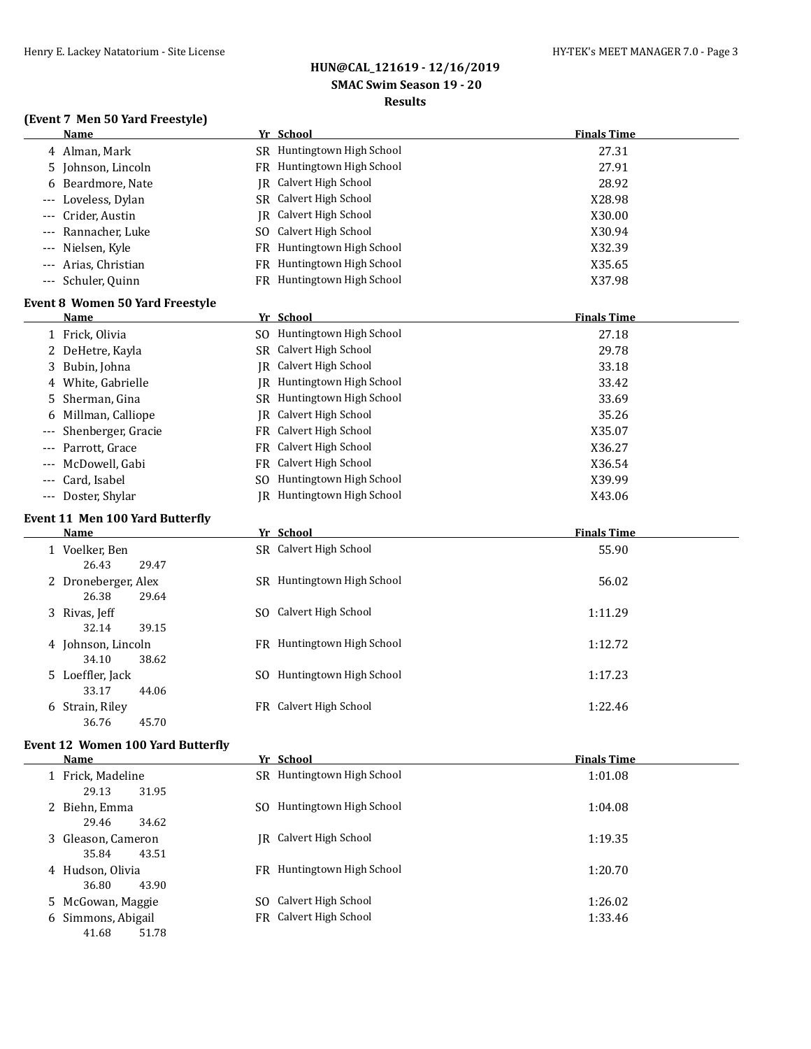**HUN@CAL_121619 - 12/16/2019**
**SMAC Swim Season 19 - 20**
**Results**

### (Event 7 Men 50 Yard Freestyle)

| | Name | Yr | School | Finals Time |
|---|---|---|---|---|
| 4 | Alman, Mark | SR | Huntingtown High School | 27.31 |
| 5 | Johnson, Lincoln | FR | Huntingtown High School | 27.91 |
| 6 | Beardmore, Nate | JR | Calvert High School | 28.92 |
| --- | Loveless, Dylan | SR | Calvert High School | X28.98 |
| --- | Crider, Austin | JR | Calvert High School | X30.00 |
| --- | Rannacher, Luke | SO | Calvert High School | X30.94 |
| --- | Nielsen, Kyle | FR | Huntingtown High School | X32.39 |
| --- | Arias, Christian | FR | Huntingtown High School | X35.65 |
| --- | Schuler, Quinn | FR | Huntingtown High School | X37.98 |

### Event 8 Women 50 Yard Freestyle

| | Name | Yr | School | Finals Time |
|---|---|---|---|---|
| 1 | Frick, Olivia | SO | Huntingtown High School | 27.18 |
| 2 | DeHetre, Kayla | SR | Calvert High School | 29.78 |
| 3 | Bubin, Johna | JR | Calvert High School | 33.18 |
| 4 | White, Gabrielle | JR | Huntingtown High School | 33.42 |
| 5 | Sherman, Gina | SR | Huntingtown High School | 33.69 |
| 6 | Millman, Calliope | JR | Calvert High School | 35.26 |
| --- | Shenberger, Gracie | FR | Calvert High School | X35.07 |
| --- | Parrott, Grace | FR | Calvert High School | X36.27 |
| --- | McDowell, Gabi | FR | Calvert High School | X36.54 |
| --- | Card, Isabel | SO | Huntingtown High School | X39.99 |
| --- | Doster, Shylar | JR | Huntingtown High School | X43.06 |

### Event 11 Men 100 Yard Butterfly

| | Name | Yr | School | Finals Time |
|---|---|---|---|---|
| 1 | Voelker, Ben | SR | Calvert High School | 55.90 |
| | 26.43 29.47 | | | |
| 2 | Droneberger, Alex | SR | Huntingtown High School | 56.02 |
| | 26.38 29.64 | | | |
| 3 | Rivas, Jeff | SO | Calvert High School | 1:11.29 |
| | 32.14 39.15 | | | |
| 4 | Johnson, Lincoln | FR | Huntingtown High School | 1:12.72 |
| | 34.10 38.62 | | | |
| 5 | Loeffler, Jack | SO | Huntingtown High School | 1:17.23 |
| | 33.17 44.06 | | | |
| 6 | Strain, Riley | FR | Calvert High School | 1:22.46 |
| | 36.76 45.70 | | | |

### Event 12 Women 100 Yard Butterfly

| | Name | Yr | School | Finals Time |
|---|---|---|---|---|
| 1 | Frick, Madeline | SR | Huntingtown High School | 1:01.08 |
| | 29.13 31.95 | | | |
| 2 | Biehn, Emma | SO | Huntingtown High School | 1:04.08 |
| | 29.46 34.62 | | | |
| 3 | Gleason, Cameron | JR | Calvert High School | 1:19.35 |
| | 35.84 43.51 | | | |
| 4 | Hudson, Olivia | FR | Huntingtown High School | 1:20.70 |
| | 36.80 43.90 | | | |
| 5 | McGowan, Maggie | SO | Calvert High School | 1:26.02 |
| 6 | Simmons, Abigail | FR | Calvert High School | 1:33.46 |
| | 41.68 51.78 | | | |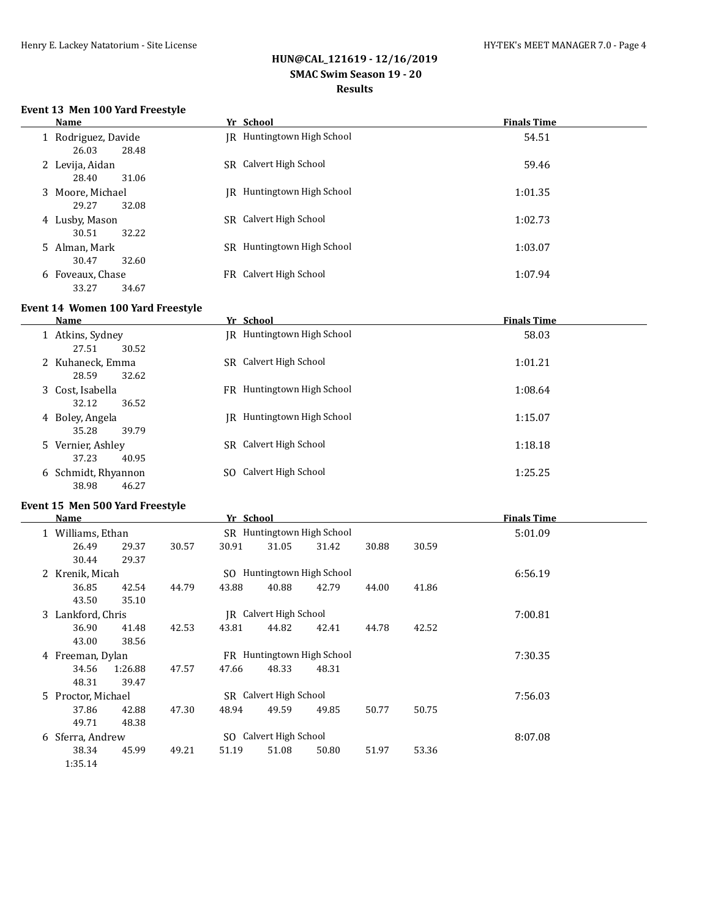## HUN@CAL_121619 - 12/16/2019

## SMAC Swim Season 19 - 20

## Results

### Event 13 Men 100 Yard Freestyle

| | Name | Yr | School | Finals Time |
|---|---|---|---|---|
| 1 | Rodriguez, Davide | JR | Huntingtown High School | 54.51 |
| | 26.03 28.48 | | | |
| 2 | Levija, Aidan | SR | Calvert High School | 59.46 |
| | 28.40 31.06 | | | |
| 3 | Moore, Michael | JR | Huntingtown High School | 1:01.35 |
| | 29.27 32.08 | | | |
| 4 | Lusby, Mason | SR | Calvert High School | 1:02.73 |
| | 30.51 32.22 | | | |
| 5 | Alman, Mark | SR | Huntingtown High School | 1:03.07 |
| | 30.47 32.60 | | | |
| 6 | Foveaux, Chase | FR | Calvert High School | 1:07.94 |
| | 33.27 34.67 | | | |

### Event 14 Women 100 Yard Freestyle

| | Name | Yr | School | Finals Time |
|---|---|---|---|---|
| 1 | Atkins, Sydney | JR | Huntingtown High School | 58.03 |
| | 27.51 30.52 | | | |
| 2 | Kuhaneck, Emma | SR | Calvert High School | 1:01.21 |
| | 28.59 32.62 | | | |
| 3 | Cost, Isabella | FR | Huntingtown High School | 1:08.64 |
| | 32.12 36.52 | | | |
| 4 | Boley, Angela | JR | Huntingtown High School | 1:15.07 |
| | 35.28 39.79 | | | |
| 5 | Vernier, Ashley | SR | Calvert High School | 1:18.18 |
| | 37.23 40.95 | | | |
| 6 | Schmidt, Rhyannon | SO | Calvert High School | 1:25.25 |
| | 38.98 46.27 | | | |

### Event 15 Men 500 Yard Freestyle

| | Name | Yr | School | Finals Time |
|---|---|---|---|---|
| 1 | Williams, Ethan | SR | Huntingtown High School | 5:01.09 |
| | 26.49 29.37 30.57 30.91 31.05 31.42 30.88 30.59 | | | |
| | 30.44 29.37 | | | |
| 2 | Krenik, Micah | SO | Huntingtown High School | 6:56.19 |
| | 36.85 42.54 44.79 43.88 40.88 42.79 44.00 41.86 | | | |
| | 43.50 35.10 | | | |
| 3 | Lankford, Chris | JR | Calvert High School | 7:00.81 |
| | 36.90 41.48 42.53 43.81 44.82 42.41 44.78 42.52 | | | |
| | 43.00 38.56 | | | |
| 4 | Freeman, Dylan | FR | Huntingtown High School | 7:30.35 |
| | 34.56 1:26.88 47.57 47.66 48.33 48.31 | | | |
| | 48.31 39.47 | | | |
| 5 | Proctor, Michael | SR | Calvert High School | 7:56.03 |
| | 37.86 42.88 47.30 48.94 49.59 49.85 50.77 50.75 | | | |
| | 49.71 48.38 | | | |
| 6 | Sferra, Andrew | SO | Calvert High School | 8:07.08 |
| | 38.34 45.99 49.21 51.19 51.08 50.80 51.97 53.36 | | | |
| | 1:35.14 | | | |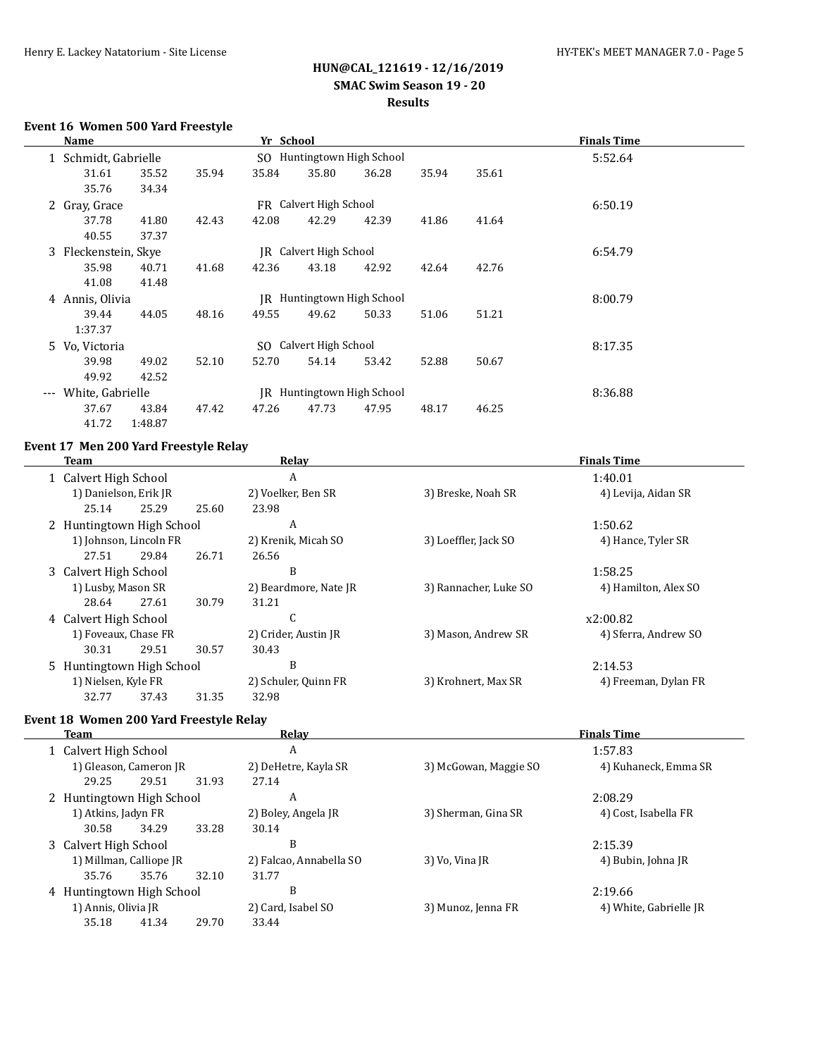**HUN@CAL_121619 - 12/16/2019**
**SMAC Swim Season 19 - 20**
**Results**

### Event 16 Women 500 Yard Freestyle

| | Name | Yr | School | Finals Time |
|---|---|---|---|---|
| 1 | Schmidt, Gabrielle | SO | Huntingtown High School | 5:52.64 |
| | 31.61 35.52 35.94 35.84 35.80 36.28 35.94 35.61 35.76 34.34 | | | |
| 2 | Gray, Grace | FR | Calvert High School | 6:50.19 |
| | 37.78 41.80 42.43 42.08 42.29 42.39 41.86 41.64 40.55 37.37 | | | |
| 3 | Fleckenstein, Skye | JR | Calvert High School | 6:54.79 |
| | 35.98 40.71 41.68 42.36 43.18 42.92 42.64 42.76 41.08 41.48 | | | |
| 4 | Annis, Olivia | JR | Huntingtown High School | 8:00.79 |
| | 39.44 44.05 48.16 49.55 49.62 50.33 51.06 51.21 1:37.37 | | | |
| 5 | Vo, Victoria | SO | Calvert High School | 8:17.35 |
| | 39.98 49.02 52.10 52.70 54.14 53.42 52.88 50.67 49.92 42.52 | | | |
| --- | White, Gabrielle | JR | Huntingtown High School | 8:36.88 |
| | 37.67 43.84 47.42 47.26 47.73 47.95 48.17 46.25 41.72 1:48.87 | | | |

### Event 17 Men 200 Yard Freestyle Relay

| | Team | Relay | | Finals Time |
|---|---|---|---|---|
| 1 | Calvert High School | A | | 1:40.01 |
| | 1) Danielson, Erik JR | 2) Voelker, Ben SR | 3) Breske, Noah SR | 4) Levija, Aidan SR |
| | 25.14 25.29 25.60 23.98 | | | |
| 2 | Huntingtown High School | A | | 1:50.62 |
| | 1) Johnson, Lincoln FR | 2) Krenik, Micah SO | 3) Loeffler, Jack SO | 4) Hance, Tyler SR |
| | 27.51 29.84 26.71 26.56 | | | |
| 3 | Calvert High School | B | | 1:58.25 |
| | 1) Lusby, Mason SR | 2) Beardmore, Nate JR | 3) Rannacher, Luke SO | 4) Hamilton, Alex SO |
| | 28.64 27.61 30.79 31.21 | | | |
| 4 | Calvert High School | C | | x2:00.82 |
| | 1) Foveaux, Chase FR | 2) Crider, Austin JR | 3) Mason, Andrew SR | 4) Sferra, Andrew SO |
| | 30.31 29.51 30.57 30.43 | | | |
| 5 | Huntingtown High School | B | | 2:14.53 |
| | 1) Nielsen, Kyle FR | 2) Schuler, Quinn FR | 3) Krohnert, Max SR | 4) Freeman, Dylan FR |
| | 32.77 37.43 31.35 32.98 | | | |

### Event 18 Women 200 Yard Freestyle Relay

| | Team | Relay | | Finals Time |
|---|---|---|---|---|
| 1 | Calvert High School | A | | 1:57.83 |
| | 1) Gleason, Cameron JR | 2) DeHetre, Kayla SR | 3) McGowan, Maggie SO | 4) Kuhaneck, Emma SR |
| | 29.25 29.51 31.93 27.14 | | | |
| 2 | Huntingtown High School | A | | 2:08.29 |
| | 1) Atkins, Jadyn FR | 2) Boley, Angela JR | 3) Sherman, Gina SR | 4) Cost, Isabella FR |
| | 30.58 34.29 33.28 30.14 | | | |
| 3 | Calvert High School | B | | 2:15.39 |
| | 1) Millman, Calliope JR | 2) Falcao, Annabella SO | 3) Vo, Vina JR | 4) Bubin, Johna JR |
| | 35.76 35.76 32.10 31.77 | | | |
| 4 | Huntingtown High School | B | | 2:19.66 |
| | 1) Annis, Olivia JR | 2) Card, Isabel SO | 3) Munoz, Jenna FR | 4) White, Gabrielle JR |
| | 35.18 41.34 29.70 33.44 | | | |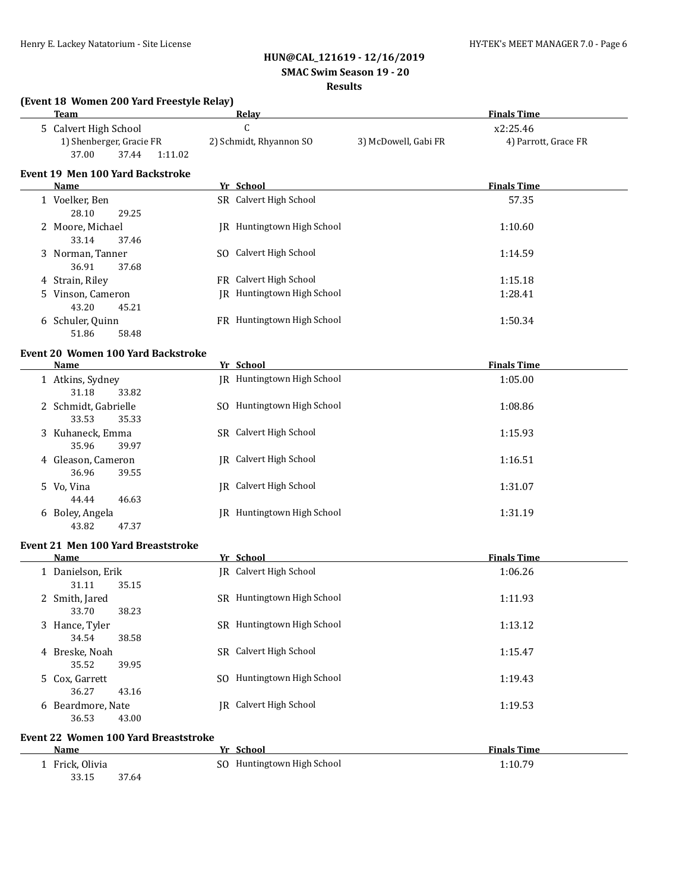**HUN@CAL_121619 - 12/16/2019**
**SMAC Swim Season 19 - 20**
**Results**

### (Event 18 Women 200 Yard Freestyle Relay)

| | Team | Relay | | Finals Time |
|---|---|---|---|---|
| 5 | Calvert High School | C | | x2:25.46 |
| | 1) Shenberger, Gracie FR | 2) Schmidt, Rhyannon SO | 3) McDowell, Gabi FR | 4) Parrott, Grace FR |
| | 37.00 37.44 1:11.02 | | | |

### Event 19 Men 100 Yard Backstroke

| | Name | Yr | School | Finals Time |
|---|---|---|---|---|
| 1 | Voelker, Ben | SR | Calvert High School | 57.35 |
| | 28.10 29.25 | | | |
| 2 | Moore, Michael | JR | Huntingtown High School | 1:10.60 |
| | 33.14 37.46 | | | |
| 3 | Norman, Tanner | SO | Calvert High School | 1:14.59 |
| | 36.91 37.68 | | | |
| 4 | Strain, Riley | FR | Calvert High School | 1:15.18 |
| 5 | Vinson, Cameron | JR | Huntingtown High School | 1:28.41 |
| | 43.20 45.21 | | | |
| 6 | Schuler, Quinn | FR | Huntingtown High School | 1:50.34 |
| | 51.86 58.48 | | | |

### Event 20 Women 100 Yard Backstroke

| | Name | Yr | School | Finals Time |
|---|---|---|---|---|
| 1 | Atkins, Sydney | JR | Huntingtown High School | 1:05.00 |
| | 31.18 33.82 | | | |
| 2 | Schmidt, Gabrielle | SO | Huntingtown High School | 1:08.86 |
| | 33.53 35.33 | | | |
| 3 | Kuhaneck, Emma | SR | Calvert High School | 1:15.93 |
| | 35.96 39.97 | | | |
| 4 | Gleason, Cameron | JR | Calvert High School | 1:16.51 |
| | 36.96 39.55 | | | |
| 5 | Vo, Vina | JR | Calvert High School | 1:31.07 |
| | 44.44 46.63 | | | |
| 6 | Boley, Angela | JR | Huntingtown High School | 1:31.19 |
| | 43.82 47.37 | | | |

### Event 21 Men 100 Yard Breaststroke

| | Name | Yr | School | Finals Time |
|---|---|---|---|---|
| 1 | Danielson, Erik | JR | Calvert High School | 1:06.26 |
| | 31.11 35.15 | | | |
| 2 | Smith, Jared | SR | Huntingtown High School | 1:11.93 |
| | 33.70 38.23 | | | |
| 3 | Hance, Tyler | SR | Huntingtown High School | 1:13.12 |
| | 34.54 38.58 | | | |
| 4 | Breske, Noah | SR | Calvert High School | 1:15.47 |
| | 35.52 39.95 | | | |
| 5 | Cox, Garrett | SO | Huntingtown High School | 1:19.43 |
| | 36.27 43.16 | | | |
| 6 | Beardmore, Nate | JR | Calvert High School | 1:19.53 |
| | 36.53 43.00 | | | |

### Event 22 Women 100 Yard Breaststroke

| | Name | Yr | School | Finals Time |
|---|---|---|---|---|
| 1 | Frick, Olivia | SO | Huntingtown High School | 1:10.79 |
| | 33.15 37.64 | | | |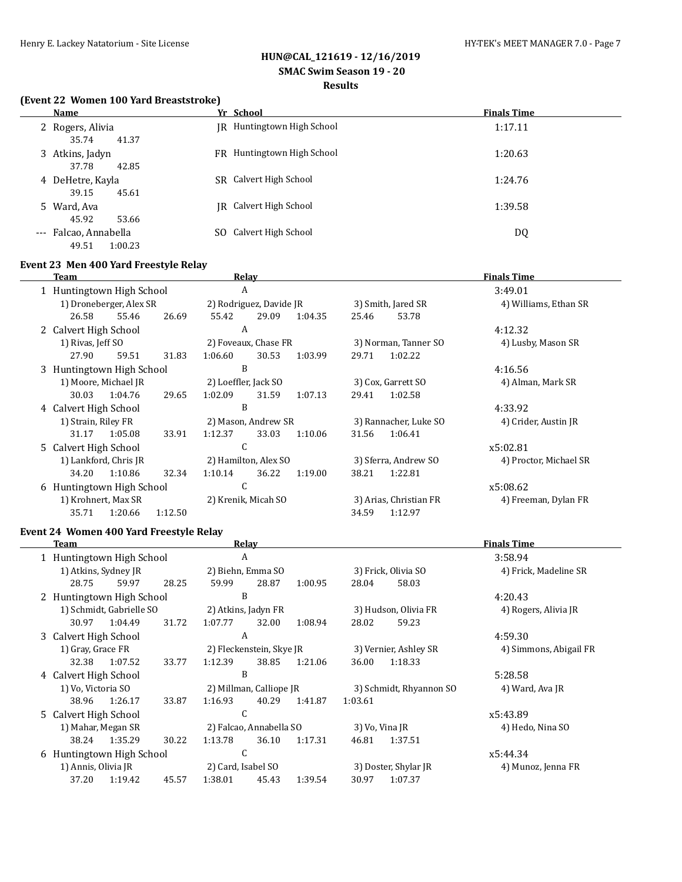HUN@CAL_121619 - 12/16/2019

SMAC Swim Season 19 - 20

Results

### (Event 22 Women 100 Yard Breaststroke)

| | Name | Yr | School | Finals Time |
|---|---|---|---|---|
| 2 | Rogers, Alivia | JR | Huntingtown High School | 1:17.11 |
| | 35.74 41.37 | | | |
| 3 | Atkins, Jadyn | FR | Huntingtown High School | 1:20.63 |
| | 37.78 42.85 | | | |
| 4 | DeHetre, Kayla | SR | Calvert High School | 1:24.76 |
| | 39.15 45.61 | | | |
| 5 | Ward, Ava | JR | Calvert High School | 1:39.58 |
| | 45.92 53.66 | | | |
| --- | Falcao, Annabella | SO | Calvert High School | DQ |
| | 49.51 1:00.23 | | | |

### Event 23 Men 400 Yard Freestyle Relay

| | Team | Relay | | | Finals Time |
|---|---|---|---|---|---|
| 1 | Huntingtown High School | A | | | 3:49.01 |
| | 1) Droneberger, Alex SR | 2) Rodriguez, Davide JR | 3) Smith, Jared SR | 4) Williams, Ethan SR | |
| | 26.58 55.46 | 26.69 55.42 | 29.09 1:04.35 | 25.46 53.78 | |
| 2 | Calvert High School | A | | | 4:12.32 |
| | 1) Rivas, Jeff SO | 2) Foveaux, Chase FR | 3) Norman, Tanner SO | 4) Lusby, Mason SR | |
| | 27.90 59.51 | 31.83 1:06.60 | 30.53 1:03.99 | 29.71 1:02.22 | |
| 3 | Huntingtown High School | B | | | 4:16.56 |
| | 1) Moore, Michael JR | 2) Loeffler, Jack SO | 3) Cox, Garrett SO | 4) Alman, Mark SR | |
| | 30.03 1:04.76 | 29.65 1:02.09 | 31.59 1:07.13 | 29.41 1:02.58 | |
| 4 | Calvert High School | B | | | 4:33.92 |
| | 1) Strain, Riley FR | 2) Mason, Andrew SR | 3) Rannacher, Luke SO | 4) Crider, Austin JR | |
| | 31.17 1:05.08 | 33.91 1:12.37 | 33.03 1:10.06 | 31.56 1:06.41 | |
| 5 | Calvert High School | C | | | x5:02.81 |
| | 1) Lankford, Chris JR | 2) Hamilton, Alex SO | 3) Sferra, Andrew SO | 4) Proctor, Michael SR | |
| | 34.20 1:10.86 | 32.34 1:10.14 | 36.22 1:19.00 | 38.21 1:22.81 | |
| 6 | Huntingtown High School | C | | | x5:08.62 |
| | 1) Krohnert, Max SR | 2) Krenik, Micah SO | 3) Arias, Christian FR | 4) Freeman, Dylan FR | |
| | 35.71 1:20.66 | 1:12.50 | | 34.59 1:12.97 | |

### Event 24 Women 400 Yard Freestyle Relay

| | Team | Relay | | | Finals Time |
|---|---|---|---|---|---|
| 1 | Huntingtown High School | A | | | 3:58.94 |
| | 1) Atkins, Sydney JR | 2) Biehn, Emma SO | 3) Frick, Olivia SO | 4) Frick, Madeline SR | |
| | 28.75 59.97 | 28.25 59.99 | 28.87 1:00.95 | 28.04 58.03 | |
| 2 | Huntingtown High School | B | | | 4:20.43 |
| | 1) Schmidt, Gabrielle SO | 2) Atkins, Jadyn FR | 3) Hudson, Olivia FR | 4) Rogers, Alivia JR | |
| | 30.97 1:04.49 | 31.72 1:07.77 | 32.00 1:08.94 | 28.02 59.23 | |
| 3 | Calvert High School | A | | | 4:59.30 |
| | 1) Gray, Grace FR | 2) Fleckenstein, Skye JR | 3) Vernier, Ashley SR | 4) Simmons, Abigail FR | |
| | 32.38 1:07.52 | 33.77 1:12.39 | 38.85 1:21.06 | 36.00 1:18.33 | |
| 4 | Calvert High School | B | | | 5:28.58 |
| | 1) Vo, Victoria SO | 2) Millman, Calliope JR | 3) Schmidt, Rhyannon SO | 4) Ward, Ava JR | |
| | 38.96 1:26.17 | 33.87 1:16.93 | 40.29 1:41.87 | 1:03.61 | |
| 5 | Calvert High School | C | | | x5:43.89 |
| | 1) Mahar, Megan SR | 2) Falcao, Annabella SO | 3) Vo, Vina JR | 4) Hedo, Nina SO | |
| | 38.24 1:35.29 | 30.22 1:13.78 | 36.10 1:17.31 | 46.81 1:37.51 | |
| 6 | Huntingtown High School | C | | | x5:44.34 |
| | 1) Annis, Olivia JR | 2) Card, Isabel SO | 3) Doster, Shylar JR | 4) Munoz, Jenna FR | |
| | 37.20 1:19.42 | 45.57 1:38.01 | 45.43 1:39.54 | 30.97 1:07.37 | |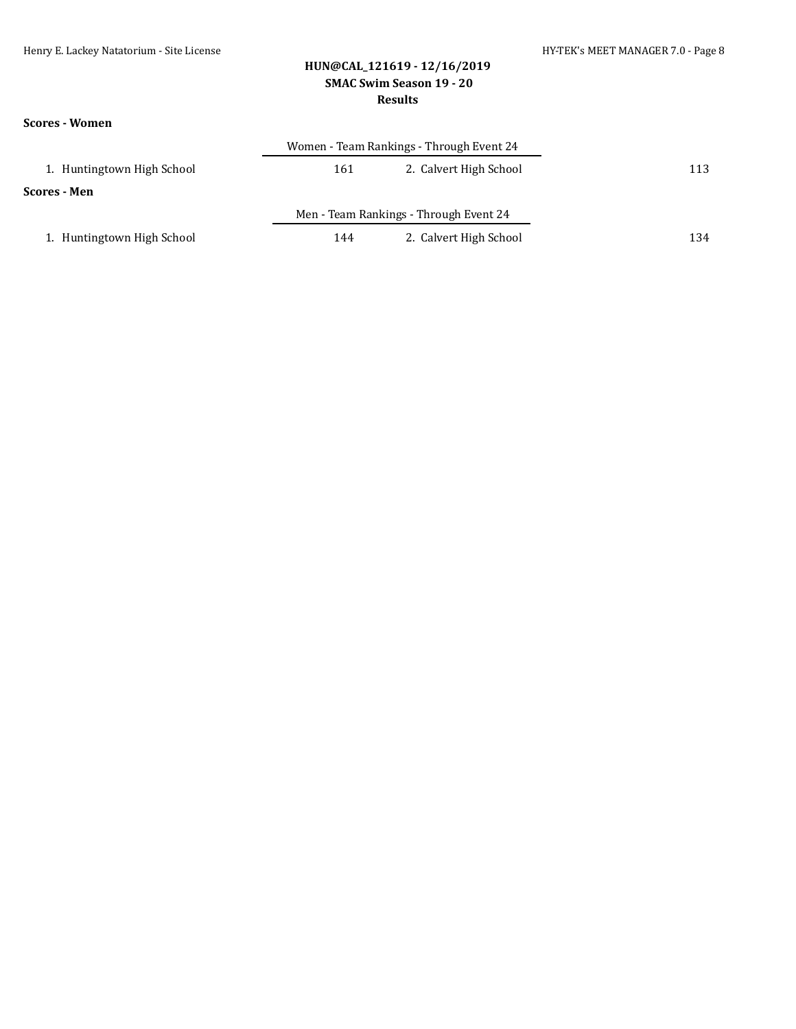**HUN@CAL_121619 - 12/16/2019**
**SMAC Swim Season 19 - 20**
**Results**

**Scores - Women**

Women - Team Rankings - Through Event 24

| | | | |
|---|---|---|---|
| 1. Huntingtown High School | 161 | 2. Calvert High School | 113 |

**Scores - Men**

Men - Team Rankings - Through Event 24

| | | | |
|---|---|---|---|
| 1. Huntingtown High School | 144 | 2. Calvert High School | 134 |